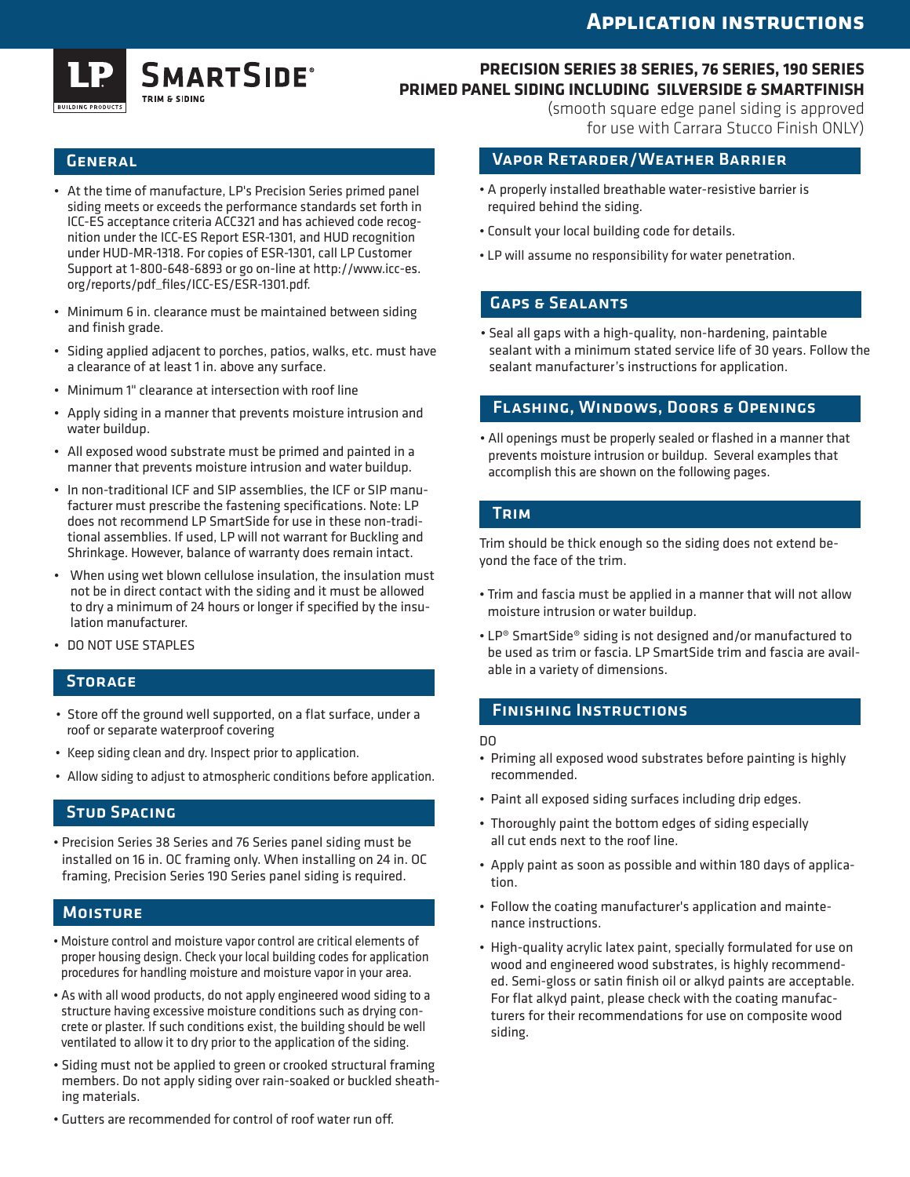# Application instructions

**LP SmartSide® Trim & Siding**

## PRECISION SERIES 38 SERIES, 76 SERIES, 190 SERIES PRIMED PANEL SIDING INCLUDING SILVERSIDE & SMARTFINISH

(smooth square edge panel siding is approved for use with Carrara Stucco Finish ONLY)

## General

- At the time of manufacture, LP's Precision Series primed panel siding meets or exceeds the performance standards set forth in ICC-ES acceptance criteria ACC321 and has achieved code recognition under the ICC-ES Report ESR-1301, and HUD recognition under HUD-MR-1318. For copies of ESR-1301, call LP Customer Support at 1-800-648-6893 or go on-line at http://www.icc-es.org/reports/pdf_files/ICC-ES/ESR-1301.pdf.
- Minimum 6 in. clearance must be maintained between siding and finish grade.
- Siding applied adjacent to porches, patios, walks, etc. must have a clearance of at least 1 in. above any surface.
- Minimum 1" clearance at intersection with roof line
- Apply siding in a manner that prevents moisture intrusion and water buildup.
- All exposed wood substrate must be primed and painted in a manner that prevents moisture intrusion and water buildup.
- In non-traditional ICF and SIP assemblies, the ICF or SIP manufacturer must prescribe the fastening specifications. Note: LP does not recommend LP SmartSide for use in these non-traditional assemblies. If used, LP will not warrant for Buckling and Shrinkage. However, balance of warranty does remain intact.
- When using wet blown cellulose insulation, the insulation must not be in direct contact with the siding and it must be allowed to dry a minimum of 24 hours or longer if specified by the insulation manufacturer.
- DO NOT USE STAPLES

## Storage

- Store off the ground well supported, on a flat surface, under a roof or separate waterproof covering
- Keep siding clean and dry. Inspect prior to application.
- Allow siding to adjust to atmospheric conditions before application.

## Stud Spacing

- Precision Series 38 Series and 76 Series panel siding must be installed on 16 in. OC framing only. When installing on 24 in. OC framing, Precision Series 190 Series panel siding is required.

## Moisture

- Moisture control and moisture vapor control are critical elements of proper housing design. Check your local building codes for application procedures for handling moisture and moisture vapor in your area.
- As with all wood products, do not apply engineered wood siding to a structure having excessive moisture conditions such as drying concrete or plaster. If such conditions exist, the building should be well ventilated to allow it to dry prior to the application of the siding.
- Siding must not be applied to green or crooked structural framing members. Do not apply siding over rain-soaked or buckled sheathing materials.
- Gutters are recommended for control of roof water run off.

## Vapor Retarder/Weather Barrier

- A properly installed breathable water-resistive barrier is required behind the siding.
- Consult your local building code for details.
- LP will assume no responsibility for water penetration.

## Gaps & Sealants

- Seal all gaps with a high-quality, non-hardening, paintable sealant with a minimum stated service life of 30 years. Follow the sealant manufacturer's instructions for application.

## Flashing, Windows, Doors & Openings

- All openings must be properly sealed or flashed in a manner that prevents moisture intrusion or buildup. Several examples that accomplish this are shown on the following pages.

## Trim

Trim should be thick enough so the siding does not extend beyond the face of the trim.

- Trim and fascia must be applied in a manner that will not allow moisture intrusion or water buildup.
- LP® SmartSide® siding is not designed and/or manufactured to be used as trim or fascia. LP SmartSide trim and fascia are available in a variety of dimensions.

## Finishing Instructions

DO

- Priming all exposed wood substrates before painting is highly recommended.
- Paint all exposed siding surfaces including drip edges.
- Thoroughly paint the bottom edges of siding especially all cut ends next to the roof line.
- Apply paint as soon as possible and within 180 days of application.
- Follow the coating manufacturer's application and maintenance instructions.
- High-quality acrylic latex paint, specially formulated for use on wood and engineered wood substrates, is highly recommended. Semi-gloss or satin finish oil or alkyd paints are acceptable. For flat alkyd paint, please check with the coating manufacturers for their recommendations for use on composite wood siding.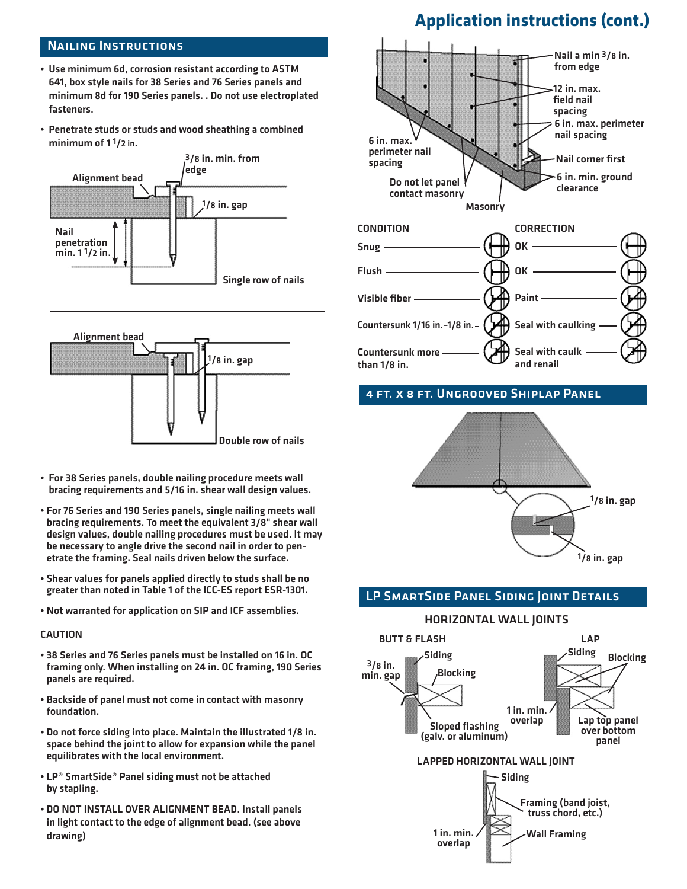## Application instructions (cont.)

### Nailing Instructions

- Use minimum 6d, corrosion resistant according to ASTM 641, box style nails for 38 Series and 76 Series panels and minimum 8d for 190 Series panels. . Do not use electroplated fasteners.
- Penetrate studs or studs and wood sheathing a combined minimum of 1 1/2 in.

Alignment bead — 3/8 in. min. from edge — 1/8 in. gap — Nail penetration min. 1 1/2 in. — Single row of nails

Alignment bead — 1/8 in. gap — Double row of nails

- For 38 Series panels, double nailing procedure meets wall bracing requirements and 5/16 in. shear wall design values.
- For 76 Series and 190 Series panels, single nailing meets wall bracing requirements. To meet the equivalent 3/8" shear wall design values, double nailing procedures must be used. It may be necessary to angle drive the second nail in order to penetrate the framing. Seal nails driven below the surface.
- Shear values for panels applied directly to studs shall be no greater than noted in Table 1 of the ICC-ES report ESR-1301.
- Not warranted for application on SIP and ICF assemblies.

CAUTION

- 38 Series and 76 Series panels must be installed on 16 in. OC framing only. When installing on 24 in. OC framing, 190 Series panels are required.
- Backside of panel must not come in contact with masonry foundation.
- Do not force siding into place. Maintain the illustrated 1/8 in. space behind the joint to allow for expansion while the panel equilibrates with the local environment.
- LP® SmartSide® Panel siding must not be attached by stapling.
- DO NOT INSTALL OVER ALIGNMENT BEAD. Install panels in light contact to the edge of alignment bead. (see above drawing)

Nail a min 3/8 in. from edge — 12 in. max. field nail spacing — 6 in. max. perimeter nail spacing — Nail corner first — 6 in. min. ground clearance — 6 in. max. perimeter nail spacing — Do not let panel contact masonry — Masonry

| CONDITION | CORRECTION |
|---|---|
| Snug | OK |
| Flush | OK |
| Visible fiber | Paint |
| Countersunk 1/16 in.–1/8 in. | Seal with caulking |
| Countersunk more than 1/8 in. | Seal with caulk and renail |

### 4 ft. x 8 ft. Ungrooved Shiplap Panel

1/8 in. gap — 1/8 in. gap

### LP SmartSide Panel Siding Joint Details

HORIZONTAL WALL JOINTS

BUTT & FLASH: 3/8 in. min. gap — Siding — Blocking — Sloped flashing (galv. or aluminum)

LAP: Siding — Blocking — 1 in. min. overlap — Lap top panel over bottom panel

LAPPED HORIZONTAL WALL JOINT

Siding — Framing (band joist, truss chord, etc.) — Wall Framing — 1 in. min. overlap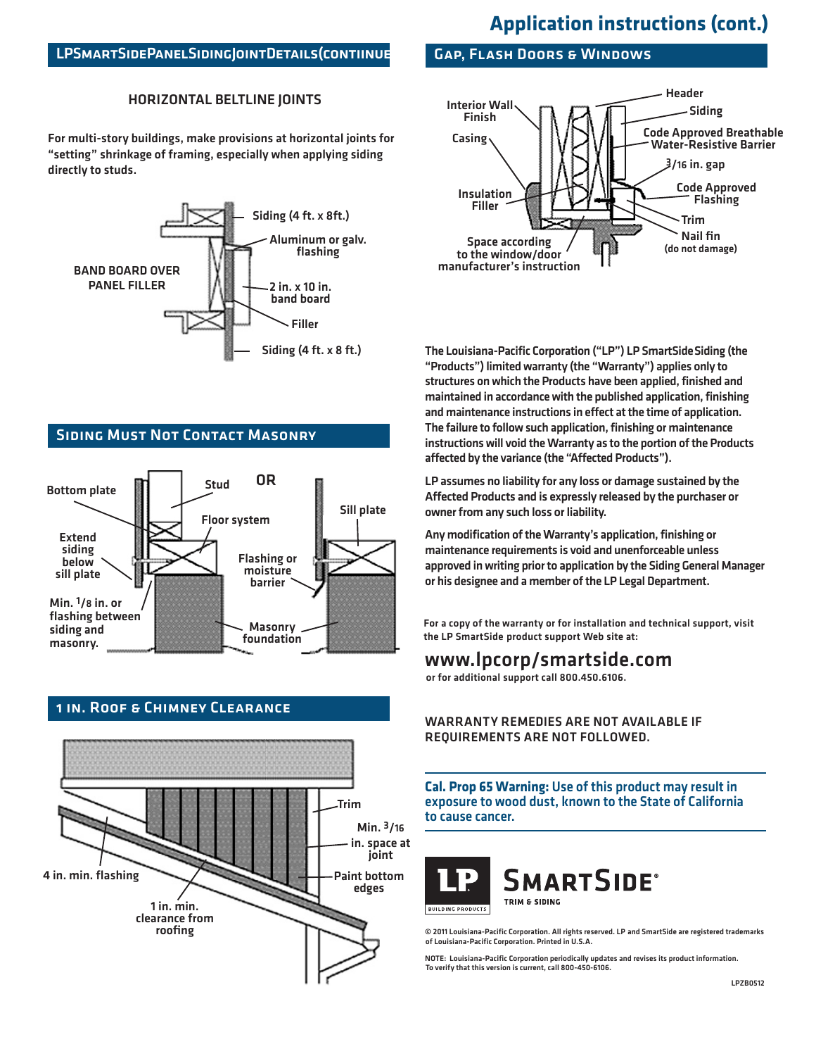# Application instructions (cont.)

## LP SmartSide Panel Siding Joint Details (continued)

### HORIZONTAL BELTLINE JOINTS

For multi-story buildings, make provisions at horizontal joints for "setting" shrinkage of framing, especially when applying siding directly to studs.

BAND BOARD OVER PANEL FILLER

Siding (4 ft. x 8ft.)

Aluminum or galv. flashing

2 in. x 10 in. band board

Filler

Siding (4 ft. x 8 ft.)

## Siding Must Not Contact Masonry

Bottom plate

Stud

OR

Sill plate

Floor system

Extend siding below sill plate

Flashing or moisture barrier

Min. 1/8 in. or flashing between siding and masonry.

Masonry foundation

## 1 in. Roof & Chimney Clearance

Trim

Min. 3/16 in. space at joint

4 in. min. flashing

Paint bottom edges

1 in. min. clearance from roofing

## Gap, Flash Doors & Windows

Interior Wall Finish

Header

Siding

Casing

Code Approved Breathable Water-Resistive Barrier

3/16 in. gap

Insulation Filler

Code Approved Flashing

Trim

Nail fin (do not damage)

Space according to the window/door manufacturer's instruction

The Louisiana-Pacific Corporation ("LP") LP SmartSide Siding (the "Products") limited warranty (the "Warranty") applies only to structures on which the Products have been applied, finished and maintained in accordance with the published application, finishing and maintenance instructions in effect at the time of application. The failure to follow such application, finishing or maintenance instructions will void the Warranty as to the portion of the Products affected by the variance (the "Affected Products").

LP assumes no liability for any loss or damage sustained by the Affected Products and is expressly released by the purchaser or owner from any such loss or liability.

Any modification of the Warranty's application, finishing or maintenance requirements is void and unenforceable unless approved in writing prior to application by the Siding General Manager or his designee and a member of the LP Legal Department.

For a copy of the warranty or for installation and technical support, visit the LP SmartSide product support Web site at:

**www.lpcorp/smartside.com**

or for additional support call 800.450.6106.

WARRANTY REMEDIES ARE NOT AVAILABLE IF REQUIREMENTS ARE NOT FOLLOWED.

**Cal. Prop 65 Warning:** Use of this product may result in exposure to wood dust, known to the State of California to cause cancer.

LP BUILDING PRODUCTS — SMARTSIDE® TRIM & SIDING

© 2011 Louisiana-Pacific Corporation. All rights reserved. LP and SmartSide are registered trademarks of Louisiana-Pacific Corporation. Printed in U.S.A.

NOTE: Louisiana-Pacific Corporation periodically updates and revises its product information. To verify that this version is current, call 800-450-6106.

LPZB0512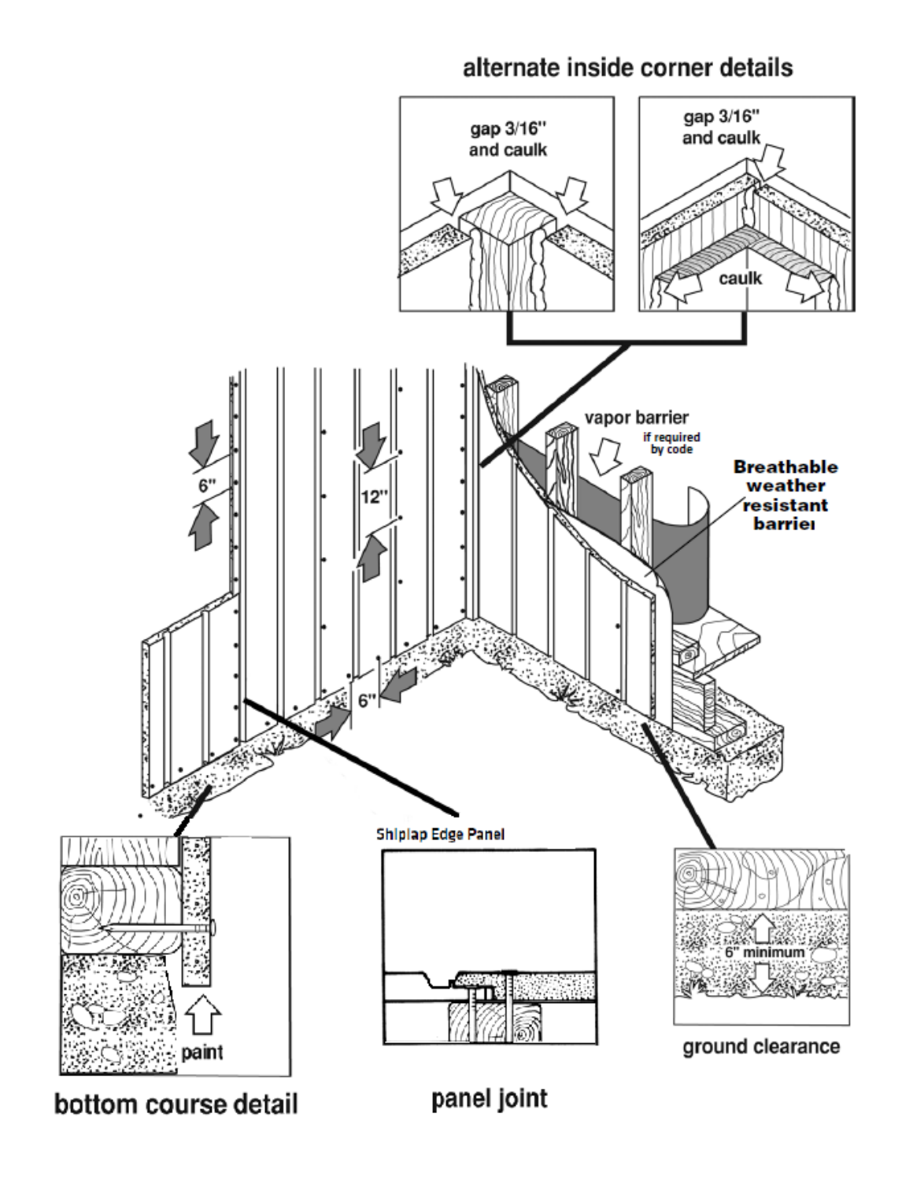alternate inside corner details

gap 3/16"
and caulk

gap 3/16"
and caulk

caulk

vapor barrier
if required
by code

Breathable
weather
resistant
barriei

6"

12"

6"

Shiplap Edge Panel

paint

6" minimum

bottom course detail

panel joint

ground clearance